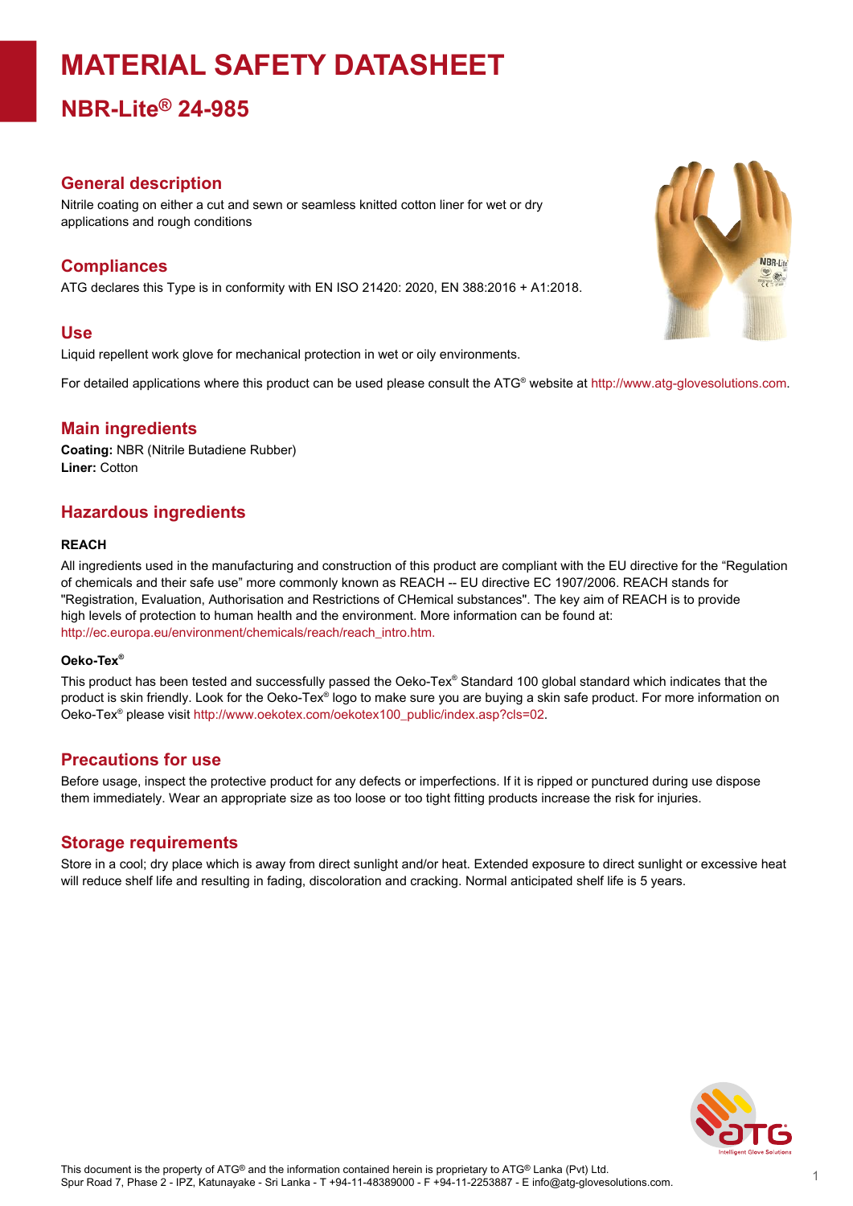# MATERIAL SAFETY DATASHEET

## NBR-Lite® 24-985

### General description

Nitrile coating on either a cut and sewn or seamless knitted cotton liner for wet or dry applications and rough conditions

### Compliances

ATG declares this Type is in conformity with EN ISO 21420: 2020, EN 388:2016 + A1:2018.

### Use

Liquid repellent work glove for mechanical protection in wet or oily environments.

For detailed applications where this product can be used please consult the ATG® website at http://www.atg-glovesolutions.com.

### Main ingredients

**Coating:** NBR (Nitrile Butadiene Rubber)
**Liner:** Cotton

### Hazardous ingredients

#### REACH

All ingredients used in the manufacturing and construction of this product are compliant with the EU directive for the “Regulation of chemicals and their safe use” more commonly known as REACH -- EU directive EC 1907/2006. REACH stands for "Registration, Evaluation, Authorisation and Restrictions of CHemical substances". The key aim of REACH is to provide high levels of protection to human health and the environment. More information can be found at: http://ec.europa.eu/environment/chemicals/reach/reach_intro.htm.

#### Oeko-Tex®

This product has been tested and successfully passed the Oeko-Tex® Standard 100 global standard which indicates that the product is skin friendly. Look for the Oeko-Tex® logo to make sure you are buying a skin safe product. For more information on Oeko-Tex® please visit http://www.oekotex.com/oekotex100_public/index.asp?cls=02.

### Precautions for use

Before usage, inspect the protective product for any defects or imperfections. If it is ripped or punctured during use dispose them immediately. Wear an appropriate size as too loose or too tight fitting products increase the risk for injuries.

### Storage requirements

Store in a cool; dry place which is away from direct sunlight and/or heat. Extended exposure to direct sunlight or excessive heat will reduce shelf life and resulting in fading, discoloration and cracking. Normal anticipated shelf life is 5 years.

This document is the property of ATG® and the information contained herein is proprietary to ATG® Lanka (Pvt) Ltd.
Spur Road 7, Phase 2 - IPZ, Katunayake - Sri Lanka - T +94-11-48389000 - F +94-11-2253887 - E info@atg-glovesolutions.com.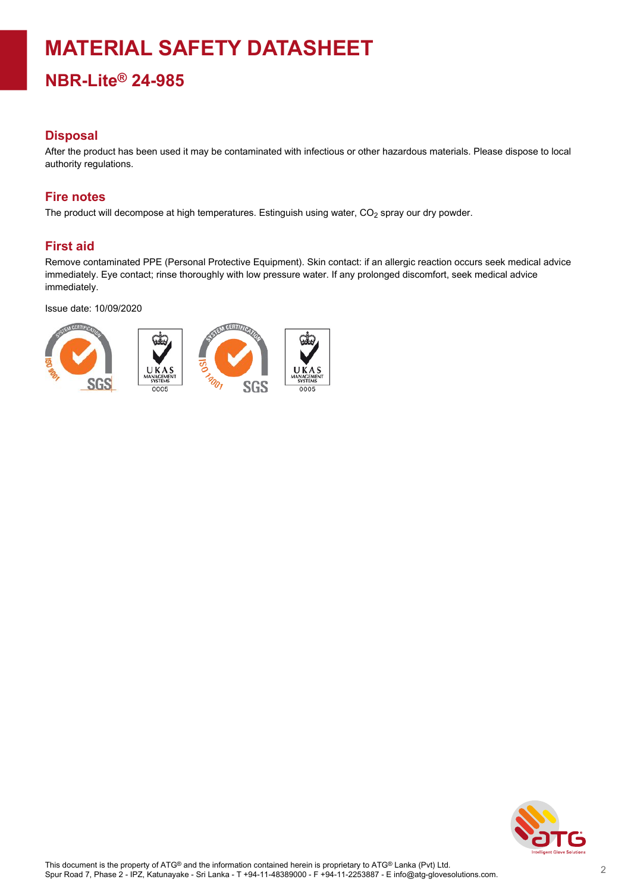# MATERIAL SAFETY DATASHEET

## NBR-Lite® 24-985

### Disposal

After the product has been used it may be contaminated with infectious or other hazardous materials. Please dispose to local authority regulations.

### Fire notes

The product will decompose at high temperatures. Estinguish using water, $CO_2$ spray our dry powder.

### First aid

Remove contaminated PPE (Personal Protective Equipment). Skin contact: if an allergic reaction occurs seek medical advice immediately. Eye contact; rinse thoroughly with low pressure water. If any prolonged discomfort, seek medical advice immediately.

Issue date: 10/09/2020

This document is the property of ATG® and the information contained herein is proprietary to ATG® Lanka (Pvt) Ltd.
Spur Road 7, Phase 2 - IPZ, Katunayake - Sri Lanka - T +94-11-48389000 - F +94-11-2253887 - E info@atg-glovesolutions.com.